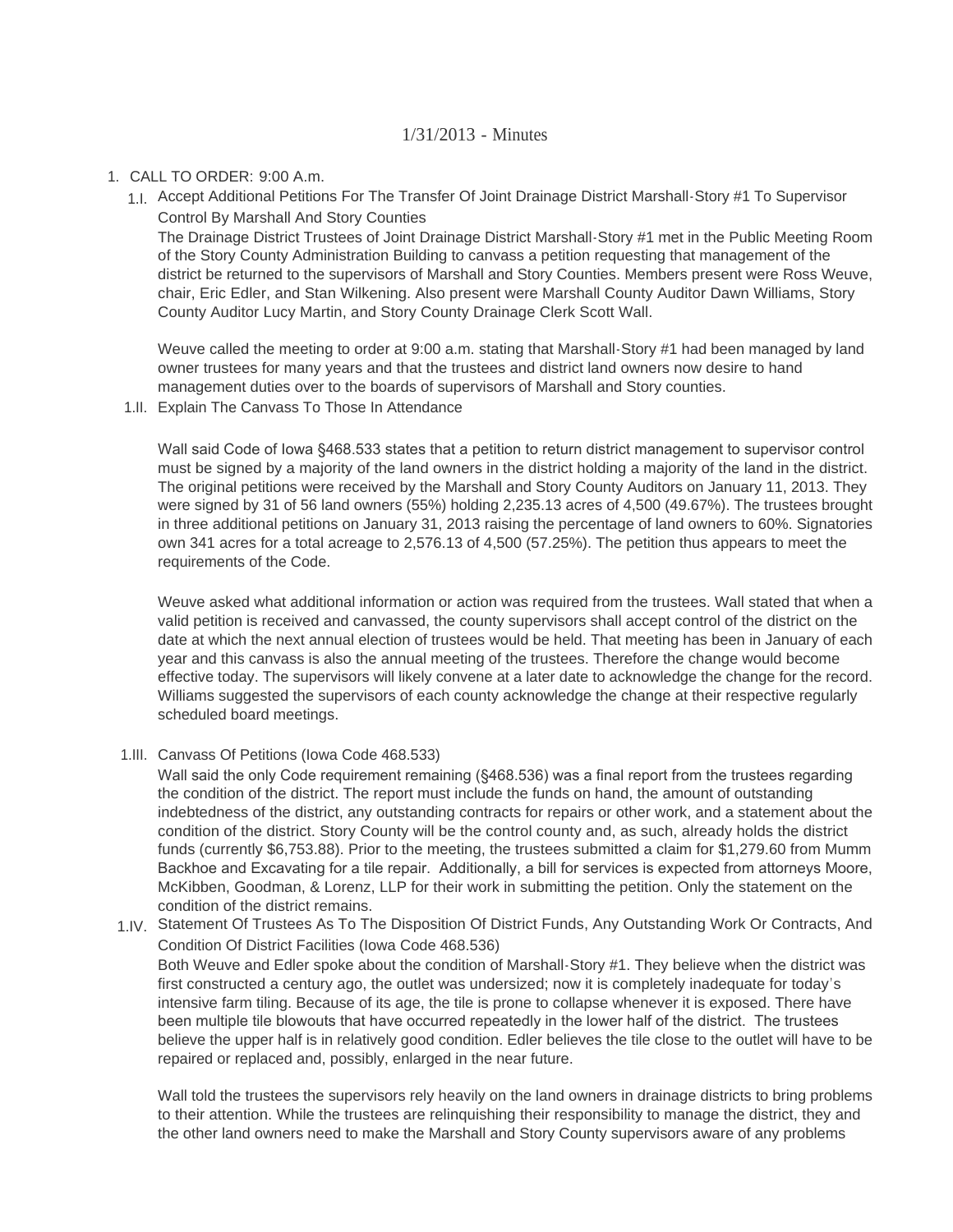# 1/31/2013 - Minutes

1. CALL TO ORDER: 9:00 A.m.

   1.I. Accept Additional Petitions For The Transfer Of Joint Drainage District Marshall-Story #1 To Supervisor Control By Marshall And Story Counties

   The Drainage District Trustees of Joint Drainage District Marshall-Story #1 met in the Public Meeting Room of the Story County Administration Building to canvass a petition requesting that management of the district be returned to the supervisors of Marshall and Story Counties. Members present were Ross Weuve, chair, Eric Edler, and Stan Wilkening. Also present were Marshall County Auditor Dawn Williams, Story County Auditor Lucy Martin, and Story County Drainage Clerk Scott Wall.

   Weuve called the meeting to order at 9:00 a.m. stating that Marshall-Story #1 had been managed by land owner trustees for many years and that the trustees and district land owners now desire to hand management duties over to the boards of supervisors of Marshall and Story counties.

   1.II. Explain The Canvass To Those In Attendance

   Wall said Code of Iowa §468.533 states that a petition to return district management to supervisor control must be signed by a majority of the land owners in the district holding a majority of the land in the district. The original petitions were received by the Marshall and Story County Auditors on January 11, 2013. They were signed by 31 of 56 land owners (55%) holding 2,235.13 acres of 4,500 (49.67%). The trustees brought in three additional petitions on January 31, 2013 raising the percentage of land owners to 60%. Signatories own 341 acres for a total acreage to 2,576.13 of 4,500 (57.25%). The petition thus appears to meet the requirements of the Code.

   Weuve asked what additional information or action was required from the trustees. Wall stated that when a valid petition is received and canvassed, the county supervisors shall accept control of the district on the date at which the next annual election of trustees would be held. That meeting has been in January of each year and this canvass is also the annual meeting of the trustees. Therefore the change would become effective today. The supervisors will likely convene at a later date to acknowledge the change for the record. Williams suggested the supervisors of each county acknowledge the change at their respective regularly scheduled board meetings.

   1.III. Canvass Of Petitions (Iowa Code 468.533)

   Wall said the only Code requirement remaining (§468.536) was a final report from the trustees regarding the condition of the district. The report must include the funds on hand, the amount of outstanding indebtedness of the district, any outstanding contracts for repairs or other work, and a statement about the condition of the district. Story County will be the control county and, as such, already holds the district funds (currently $6,753.88). Prior to the meeting, the trustees submitted a claim for $1,279.60 from Mumm Backhoe and Excavating for a tile repair. Additionally, a bill for services is expected from attorneys Moore, McKibben, Goodman, & Lorenz, LLP for their work in submitting the petition. Only the statement on the condition of the district remains.

   1.IV. Statement Of Trustees As To The Disposition Of District Funds, Any Outstanding Work Or Contracts, And Condition Of District Facilities (Iowa Code 468.536)

   Both Weuve and Edler spoke about the condition of Marshall-Story #1. They believe when the district was first constructed a century ago, the outlet was undersized; now it is completely inadequate for today's intensive farm tiling. Because of its age, the tile is prone to collapse whenever it is exposed. There have been multiple tile blowouts that have occurred repeatedly in the lower half of the district. The trustees believe the upper half is in relatively good condition. Edler believes the tile close to the outlet will have to be repaired or replaced and, possibly, enlarged in the near future.

   Wall told the trustees the supervisors rely heavily on the land owners in drainage districts to bring problems to their attention. While the trustees are relinquishing their responsibility to manage the district, they and the other land owners need to make the Marshall and Story County supervisors aware of any problems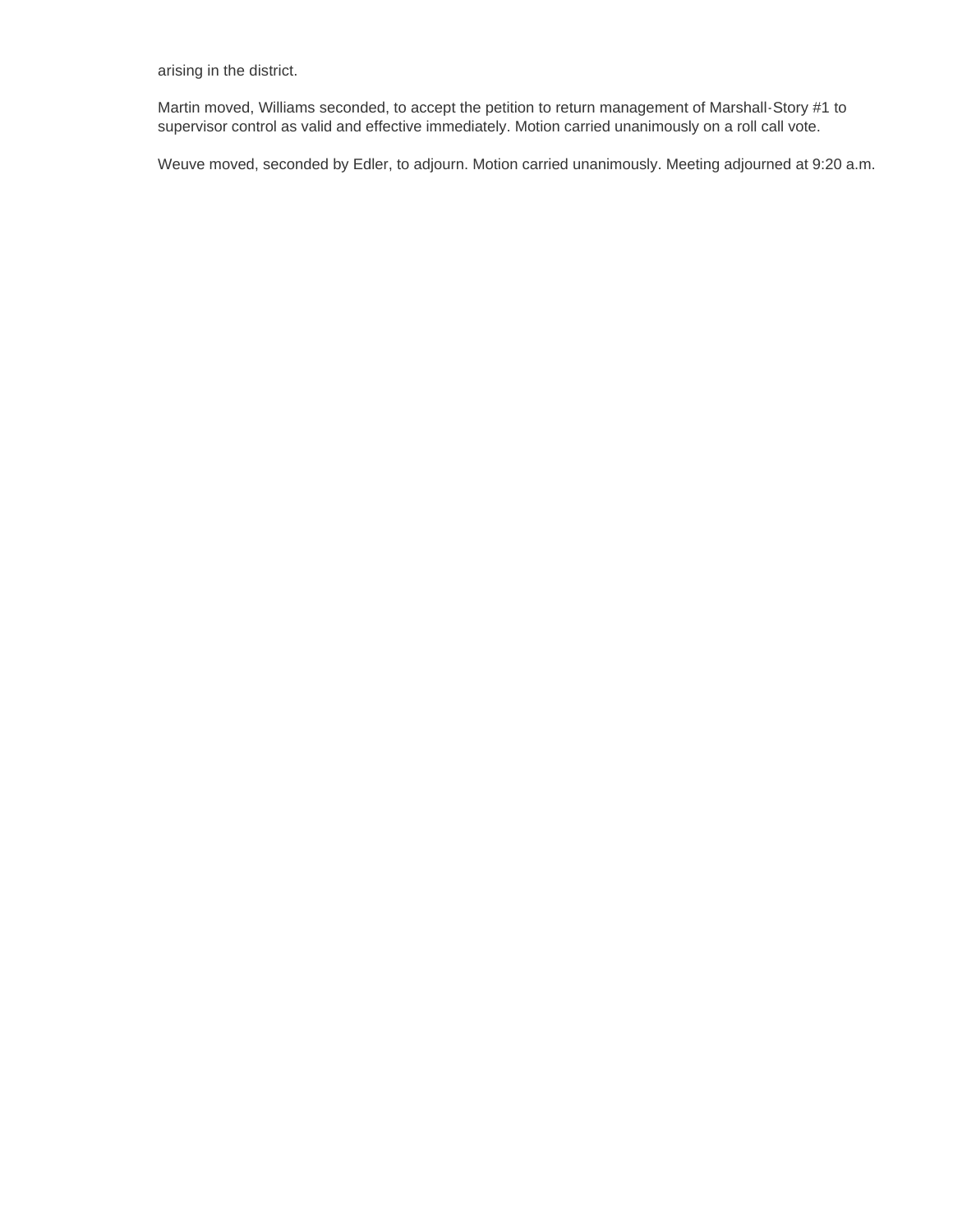arising in the district.

Martin moved, Williams seconded, to accept the petition to return management of Marshall-Story #1 to supervisor control as valid and effective immediately. Motion carried unanimously on a roll call vote.

Weuve moved, seconded by Edler, to adjourn. Motion carried unanimously. Meeting adjourned at 9:20 a.m.